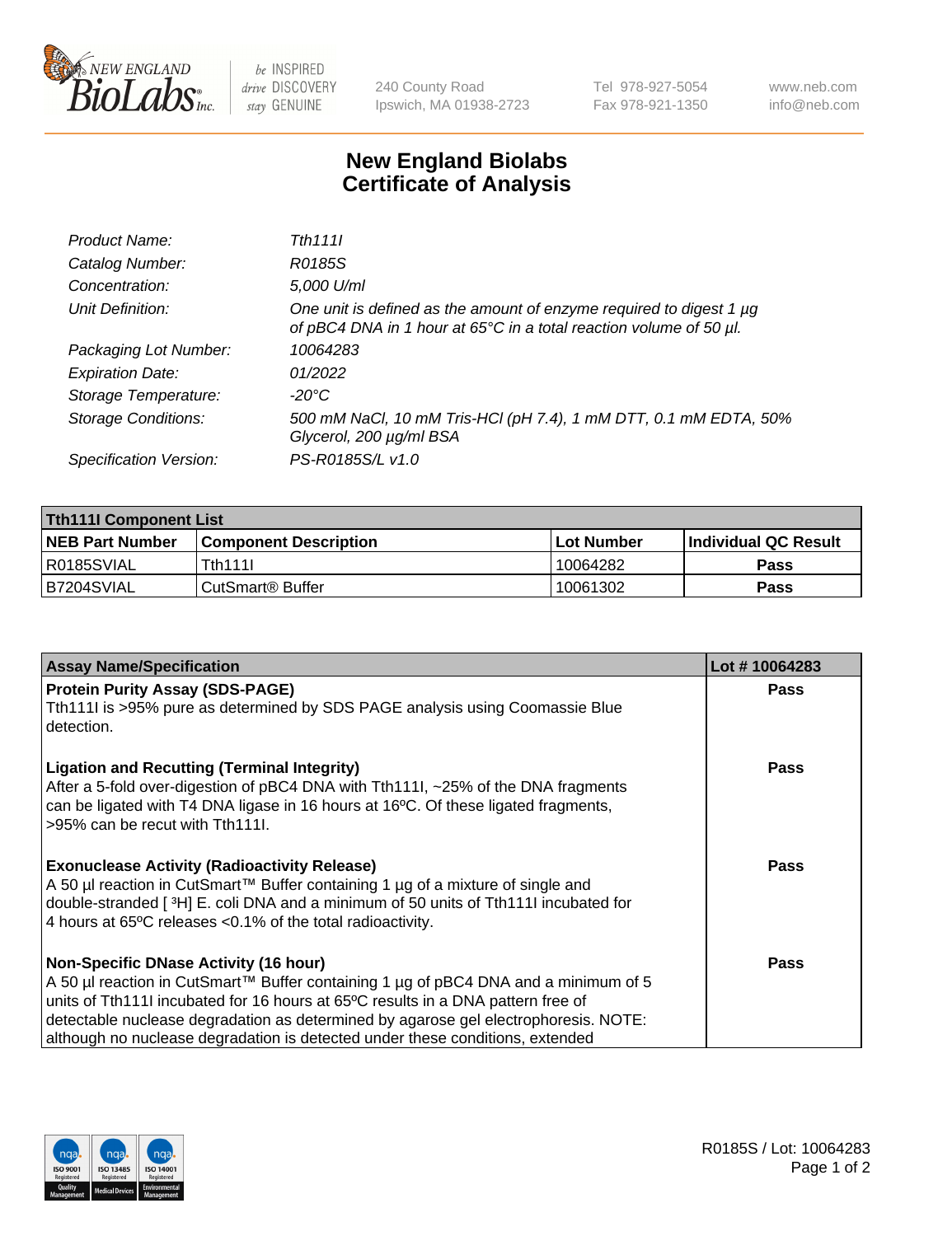# New England Biolabs Certificate of Analysis

| | |
|---|---|
| *Product Name:* | *Tth111I* |
| *Catalog Number:* | *R0185S* |
| *Concentration:* | *5,000 U/ml* |
| *Unit Definition:* | *One unit is defined as the amount of enzyme required to digest 1 µg of pBC4 DNA in 1 hour at 65°C in a total reaction volume of 50 µl.* |
| *Packaging Lot Number:* | *10064283* |
| *Expiration Date:* | *01/2022* |
| *Storage Temperature:* | *-20°C* |
| *Storage Conditions:* | *500 mM NaCl, 10 mM Tris-HCl (pH 7.4), 1 mM DTT, 0.1 mM EDTA, 50% Glycerol, 200 µg/ml BSA* |
| *Specification Version:* | *PS-R0185S/L v1.0* |

| **Tth111I Component List** | | | |
|---|---|---|---|
| **NEB Part Number** | **Component Description** | **Lot Number** | **Individual QC Result** |
| R0185SVIAL | Tth111I | 10064282 | **Pass** |
| B7204SVIAL | CutSmart® Buffer | 10061302 | **Pass** |

| Assay Name/Specification | Lot # 10064283 |
|---|---|
| **Protein Purity Assay (SDS-PAGE)**<br>Tth111I is >95% pure as determined by SDS PAGE analysis using Coomassie Blue detection. | **Pass** |
| **Ligation and Recutting (Terminal Integrity)**<br>After a 5-fold over-digestion of pBC4 DNA with Tth111I, ~25% of the DNA fragments can be ligated with T4 DNA ligase in 16 hours at 16ºC. Of these ligated fragments, >95% can be recut with Tth111I. | **Pass** |
| **Exonuclease Activity (Radioactivity Release)**<br>A 50 µl reaction in CutSmart™ Buffer containing 1 µg of a mixture of single and double-stranded [ $^{3}$H] E. coli DNA and a minimum of 50 units of Tth111I incubated for 4 hours at 65ºC releases <0.1% of the total radioactivity. | **Pass** |
| **Non-Specific DNase Activity (16 hour)**<br>A 50 µl reaction in CutSmart™ Buffer containing 1 µg of pBC4 DNA and a minimum of 5 units of Tth111I incubated for 16 hours at 65ºC results in a DNA pattern free of detectable nuclease degradation as determined by agarose gel electrophoresis. NOTE: although no nuclease degradation is detected under these conditions, extended | **Pass** |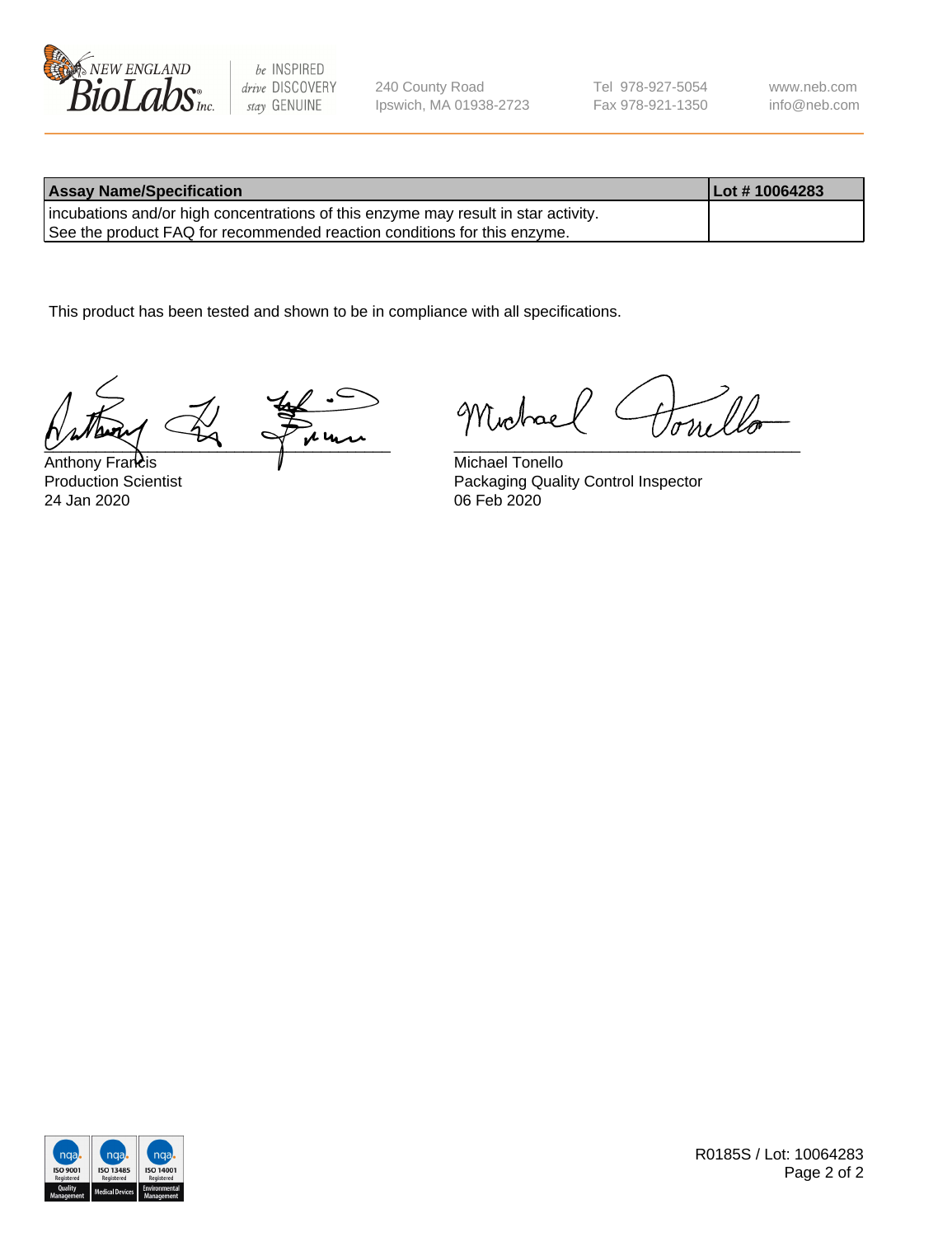| Assay Name/Specification | Lot # 10064283 |
| --- | --- |
| incubations and/or high concentrations of this enzyme may result in star activity. See the product FAQ for recommended reaction conditions for this enzyme. | |

This product has been tested and shown to be in compliance with all specifications.

Anthony Francis
Production Scientist
24 Jan 2020

Michael Tonello
Packaging Quality Control Inspector
06 Feb 2020

R0185S / Lot: 10064283